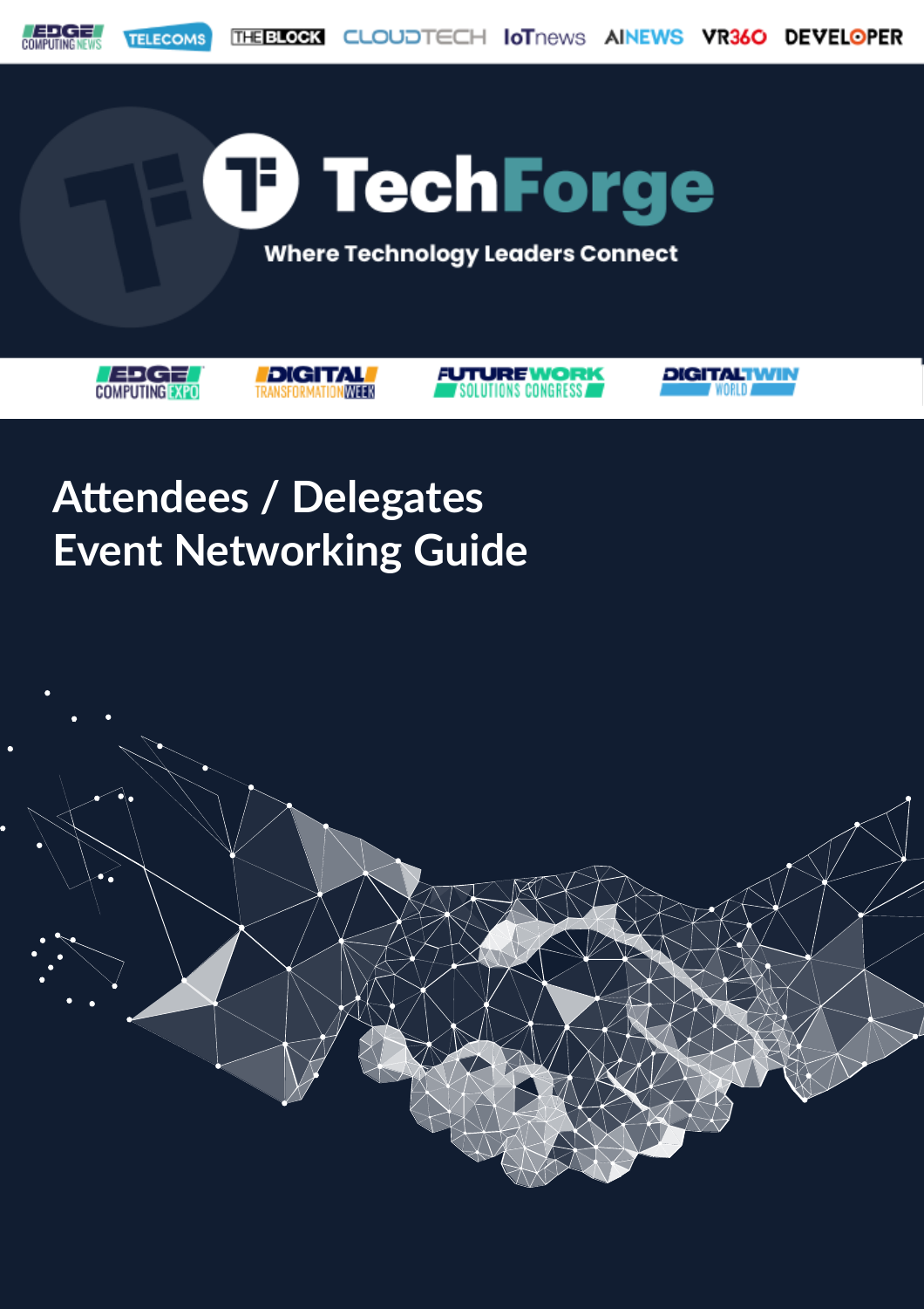EDGE COMPUTING NEWS | TELECOMS | THE BLOCK | CLOUDTECH | IoTnews | AINEWS | VR360 | DEVELOPER

# TechForge

Where Technology Leaders Connect

EDGE COMPUTING EXPO | DIGITAL TRANSFORMATION WEEK | FUTURE WORK SOLUTIONS CONGRESS | DIGITAL TWIN WORLD

# Attendees / Delegates Event Networking Guide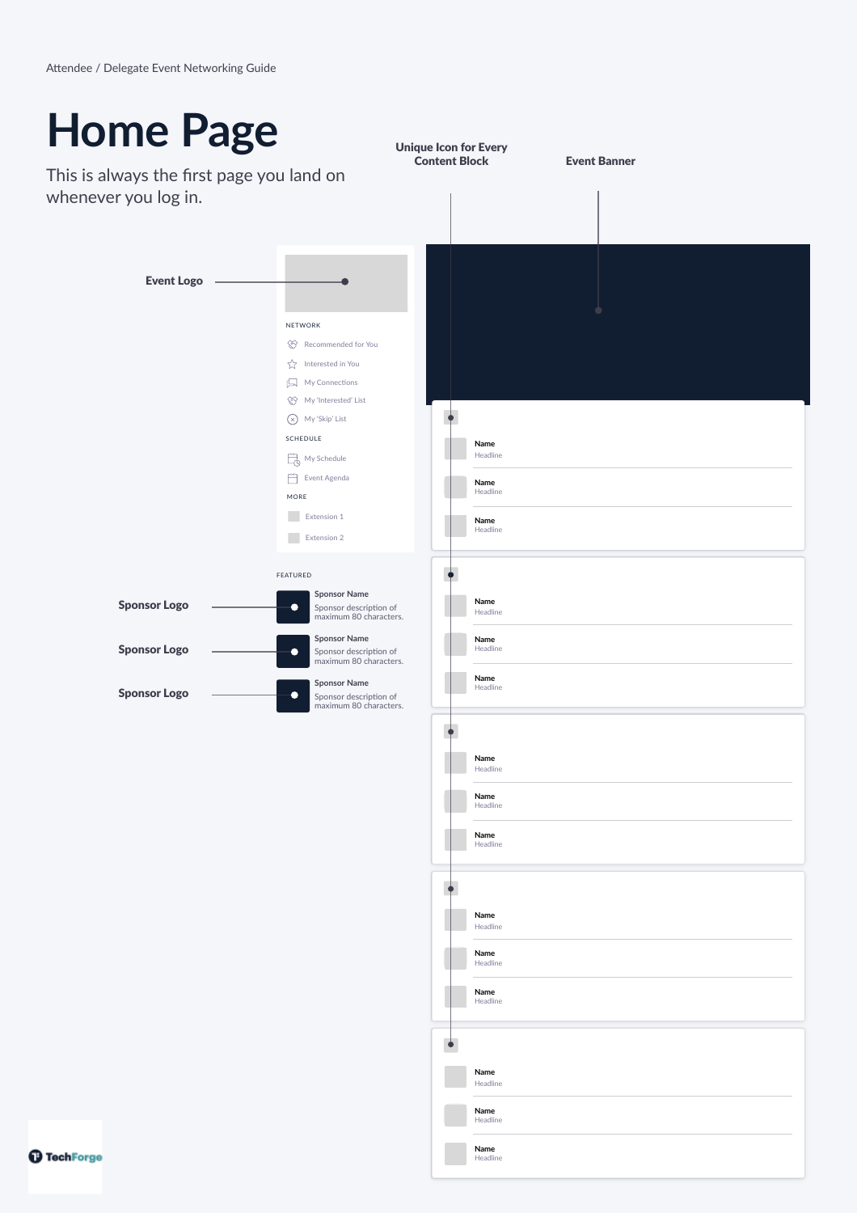Attendee / Delegate Event Networking Guide

# Home Page

This is always the first page you land on whenever you log in.

**Unique Icon for Every Content Block**

**Event Banner**

**Event Logo**

NETWORK

- Recommended for You
- Interested in You
- My Connections
- My 'Interested' List
- My 'Skip' List

SCHEDULE

- My Schedule
- Event Agenda

MORE

- Extension 1
- Extension 2

FEATURED

**Sponsor Logo** — Sponsor Name: Sponsor description of maximum 80 characters.

**Sponsor Logo** — Sponsor Name: Sponsor description of maximum 80 characters.

**Sponsor Logo** — Sponsor Name: Sponsor description of maximum 80 characters.

**Name**
Headline

**Name**
Headline

**Name**
Headline

**Name**
Headline

**Name**
Headline

**Name**
Headline

**Name**
Headline

**Name**
Headline

**Name**
Headline

**Name**
Headline

**Name**
Headline

**Name**
Headline

**Name**
Headline

**Name**
Headline

**Name**
Headline

TechForge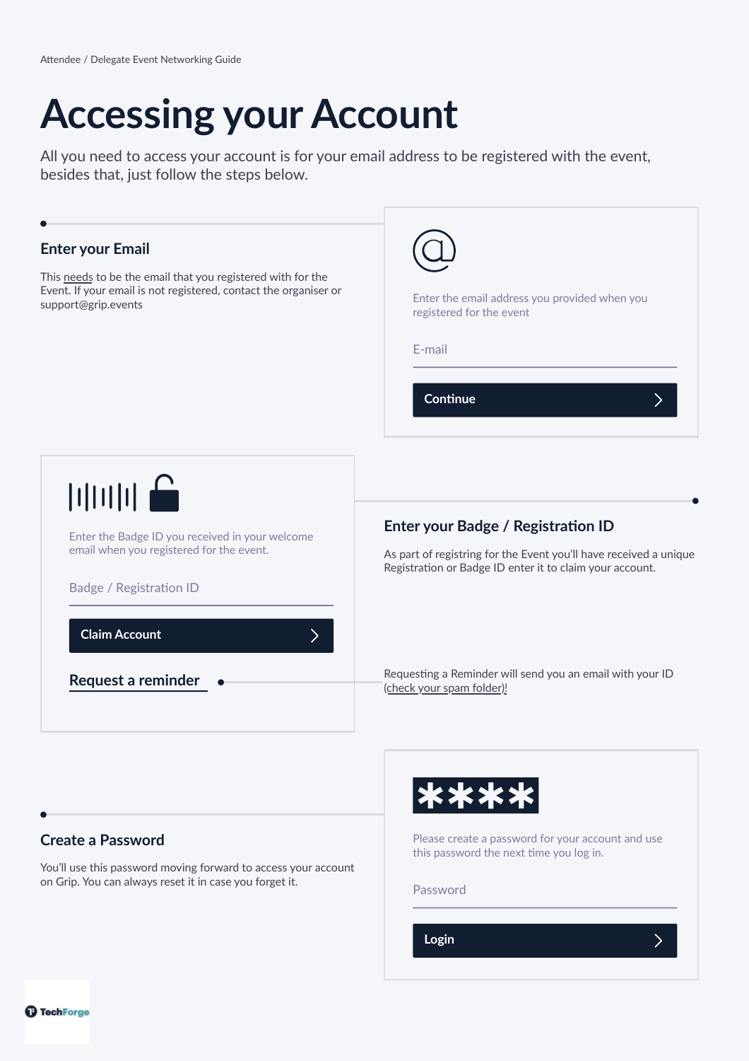Attendee / Delegate Event Networking Guide

# Accessing your Account

All you need to access your account is for your email address to be registered with the event, besides that, just follow the steps below.

## Enter your Email

This needs to be the email that you registered with for the Event. If your email is not registered, contact the organiser or support@grip.events

Enter the email address you provided when you registered for the event

E-mail

**Continue**

## Enter your Badge / Registration ID

As part of registring for the Event you'll have received a unique Registration or Badge ID enter it to claim your account.

Enter the Badge ID you received in your welcome email when you registered for the event.

Badge / Registration ID

**Claim Account**

**Request a reminder**

Requesting a Reminder will send you an email with your ID (check your spam folder)!

## Create a Password

You'll use this password moving forward to access your account on Grip. You can always reset it in case you forget it.

****

Please create a password for your account and use this password the next time you log in.

Password

**Login**

TechForge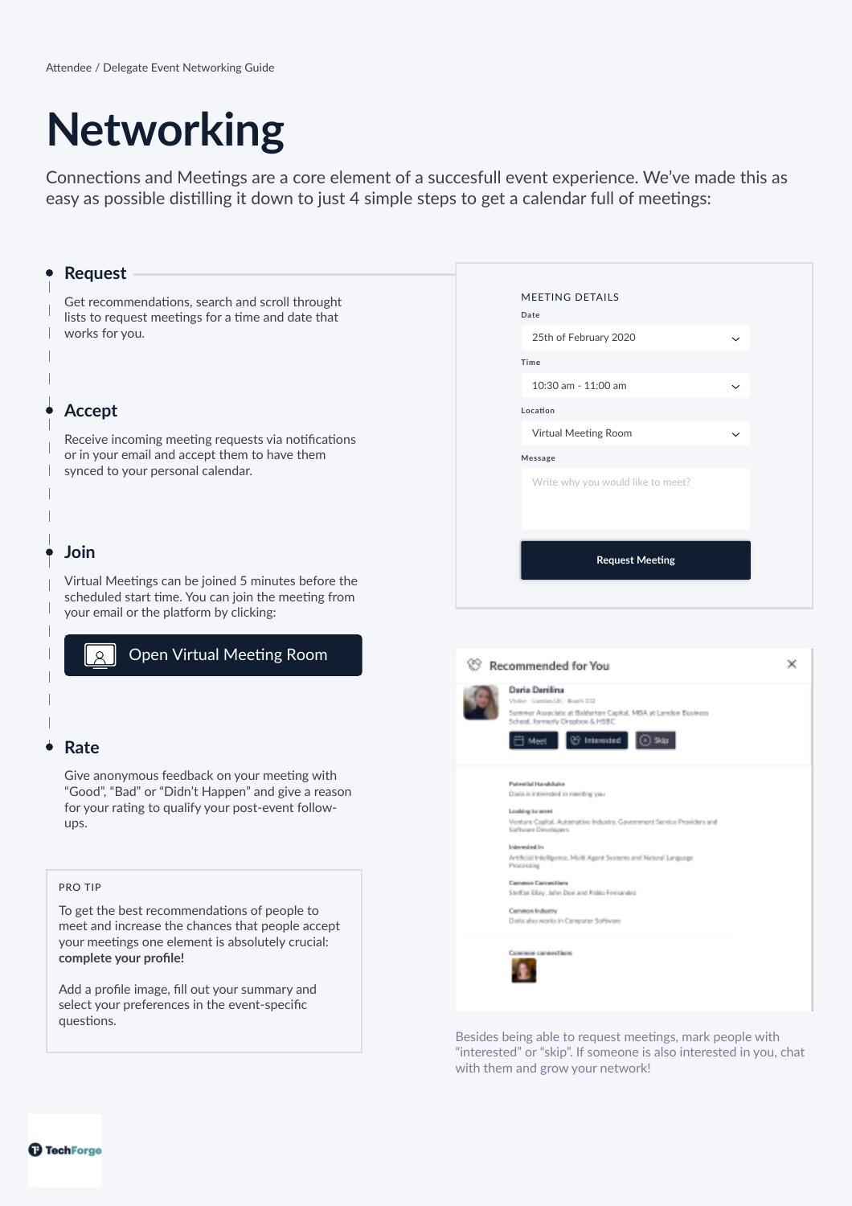Attendee / Delegate Event Networking Guide

# Networking

Connections and Meetings are a core element of a succesfull event experience. We've made this as easy as possible distilling it down to just 4 simple steps to get a calendar full of meetings:

## Request

Get recommendations, search and scroll throught lists to request meetings for a time and date that works for you.

## Accept

Receive incoming meeting requests via notifications or in your email and accept them to have them synced to your personal calendar.

## Join

Virtual Meetings can be joined 5 minutes before the scheduled start time. You can join the meeting from your email or the platform by clicking:

Open Virtual Meeting Room

## Rate

Give anonymous feedback on your meeting with "Good", "Bad" or "Didn't Happen" and give a reason for your rating to qualify your post-event follow-ups.

---

PRO TIP

To get the best recommendations of people to meet and increase the chances that people accept your meetings one element is absolutely crucial: **complete your profile!**

Add a profile image, fill out your summary and select your preferences in the event-specific questions.

---

MEETING DETAILS

Date
25th of February 2020

Time
10:30 am - 11:00 am

Location
Virtual Meeting Room

Message
Write why you would like to meet?

Request Meeting

---

Recommended for You

Daria Danilina

Meet | Interested | Skip

Besides being able to request meetings, mark people with "interested" or "skip". If someone is also interested in you, chat with them and grow your network!